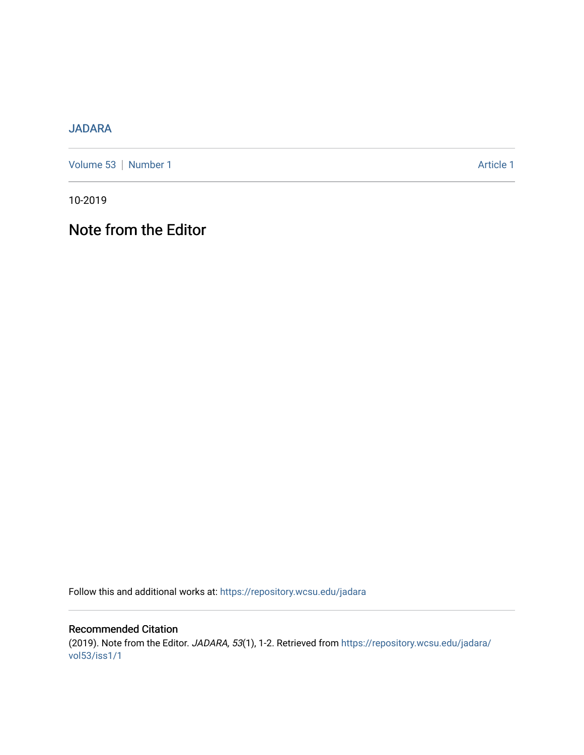JADARA

Volume 53 | Number 1 Article 1

10-2019

# Note from the Editor

Follow this and additional works at: https://repository.wcsu.edu/jadara

## Recommended Citation

(2019). Note from the Editor. *JADARA, 53*(1), 1-2. Retrieved from https://repository.wcsu.edu/jadara/vol53/iss1/1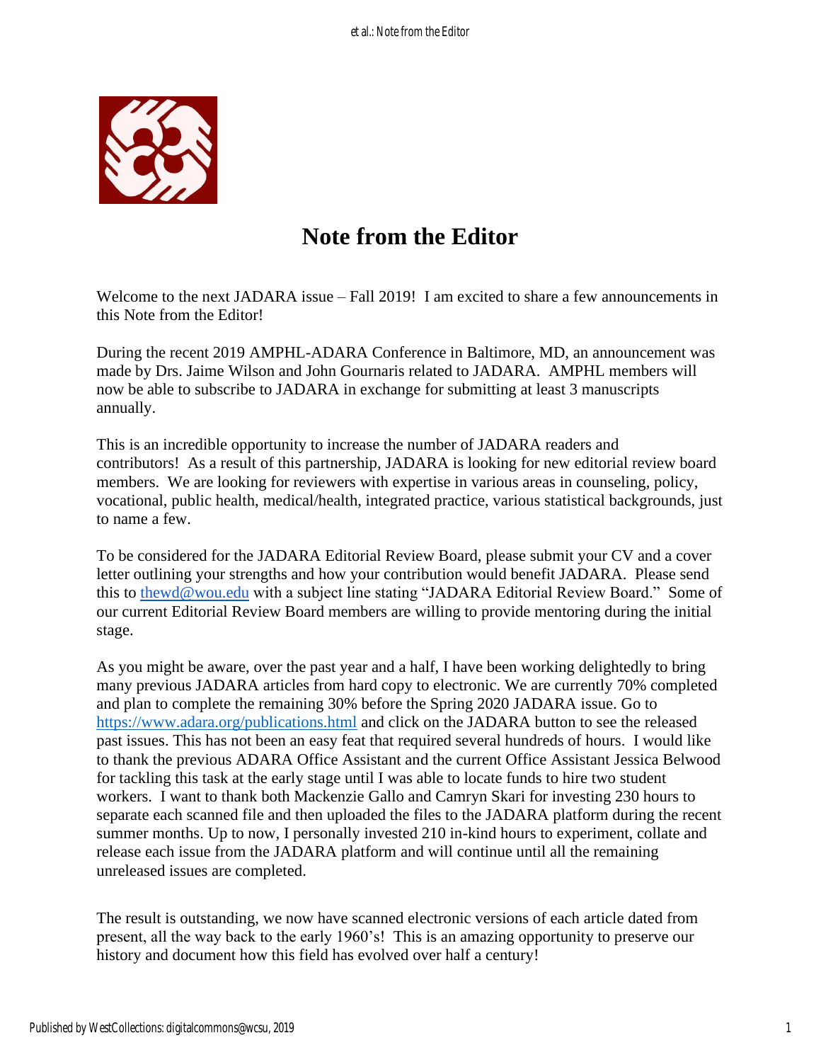# Note from the Editor

Welcome to the next JADARA issue – Fall 2019! I am excited to share a few announcements in this Note from the Editor!

During the recent 2019 AMPHL-ADARA Conference in Baltimore, MD, an announcement was made by Drs. Jaime Wilson and John Gournaris related to JADARA. AMPHL members will now be able to subscribe to JADARA in exchange for submitting at least 3 manuscripts annually.

This is an incredible opportunity to increase the number of JADARA readers and contributors! As a result of this partnership, JADARA is looking for new editorial review board members. We are looking for reviewers with expertise in various areas in counseling, policy, vocational, public health, medical/health, integrated practice, various statistical backgrounds, just to name a few.

To be considered for the JADARA Editorial Review Board, please submit your CV and a cover letter outlining your strengths and how your contribution would benefit JADARA. Please send this to thewd@wou.edu with a subject line stating "JADARA Editorial Review Board." Some of our current Editorial Review Board members are willing to provide mentoring during the initial stage.

As you might be aware, over the past year and a half, I have been working delightedly to bring many previous JADARA articles from hard copy to electronic. We are currently 70% completed and plan to complete the remaining 30% before the Spring 2020 JADARA issue. Go to https://www.adara.org/publications.html and click on the JADARA button to see the released past issues. This has not been an easy feat that required several hundreds of hours. I would like to thank the previous ADARA Office Assistant and the current Office Assistant Jessica Belwood for tackling this task at the early stage until I was able to locate funds to hire two student workers. I want to thank both Mackenzie Gallo and Camryn Skari for investing 230 hours to separate each scanned file and then uploaded the files to the JADARA platform during the recent summer months. Up to now, I personally invested 210 in-kind hours to experiment, collate and release each issue from the JADARA platform and will continue until all the remaining unreleased issues are completed.

The result is outstanding, we now have scanned electronic versions of each article dated from present, all the way back to the early 1960's! This is an amazing opportunity to preserve our history and document how this field has evolved over half a century!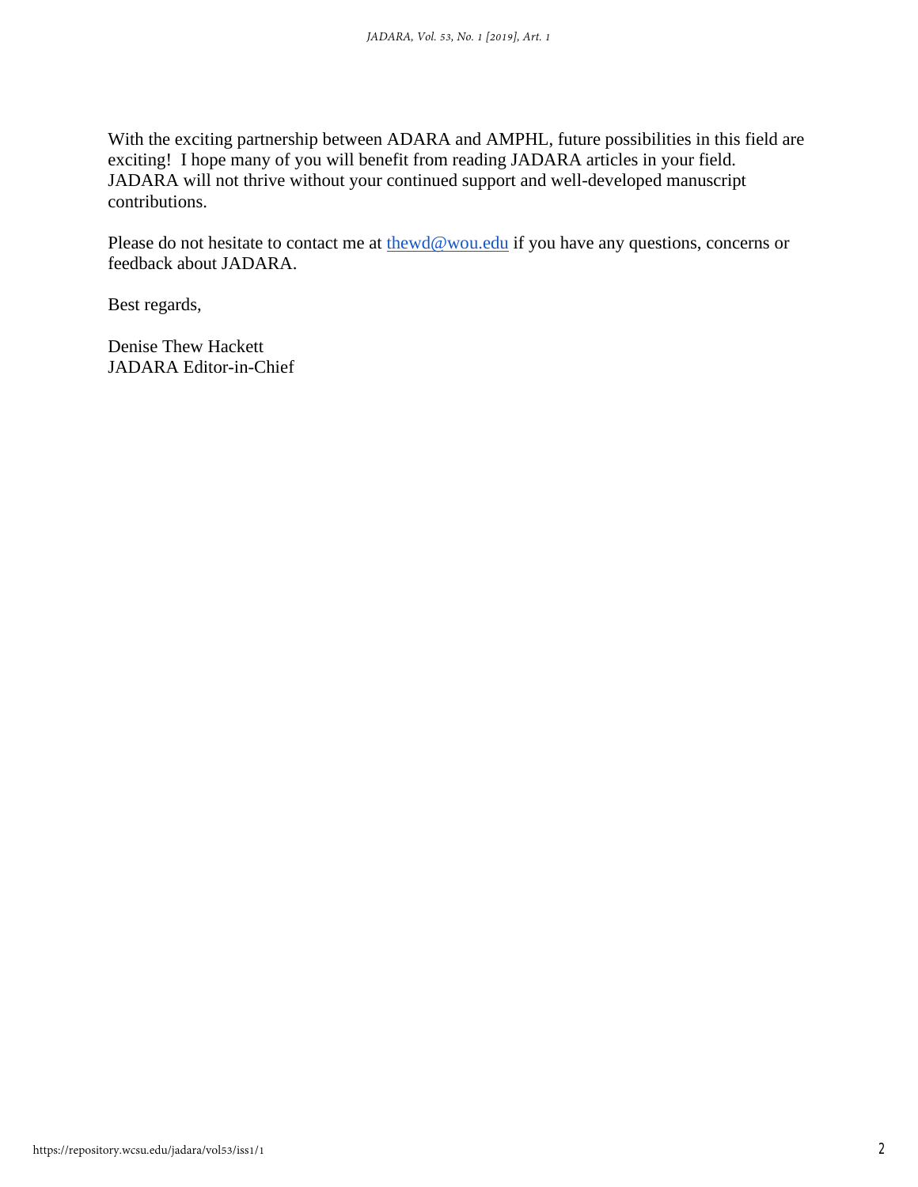With the exciting partnership between ADARA and AMPHL, future possibilities in this field are exciting! I hope many of you will benefit from reading JADARA articles in your field. JADARA will not thrive without your continued support and well-developed manuscript contributions.

Please do not hesitate to contact me at thewd@wou.edu if you have any questions, concerns or feedback about JADARA.

Best regards,

Denise Thew Hackett  
JADARA Editor-in-Chief